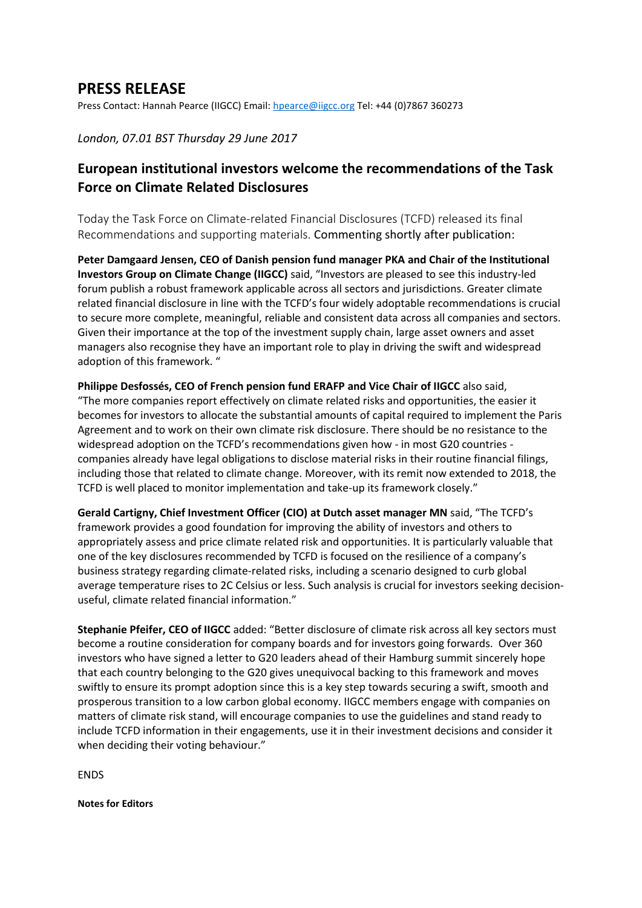# PRESS RELEASE

Press Contact: Hannah Pearce (IIGCC) Email: hpearce@iigcc.org Tel: +44 (0)7867 360273

*London, 07.01 BST Thursday 29 June 2017*

## European institutional investors welcome the recommendations of the Task Force on Climate Related Disclosures

Today the Task Force on Climate-related Financial Disclosures (TCFD) released its final Recommendations and supporting materials. Commenting shortly after publication:

**Peter Damgaard Jensen, CEO of Danish pension fund manager PKA and Chair of the Institutional Investors Group on Climate Change (IIGCC)** said, "Investors are pleased to see this industry-led forum publish a robust framework applicable across all sectors and jurisdictions. Greater climate related financial disclosure in line with the TCFD's four widely adoptable recommendations is crucial to secure more complete, meaningful, reliable and consistent data across all companies and sectors. Given their importance at the top of the investment supply chain, large asset owners and asset managers also recognise they have an important role to play in driving the swift and widespread adoption of this framework. "

**Philippe Desfossés, CEO of French pension fund ERAFP and Vice Chair of IIGCC** also said, "The more companies report effectively on climate related risks and opportunities, the easier it becomes for investors to allocate the substantial amounts of capital required to implement the Paris Agreement and to work on their own climate risk disclosure. There should be no resistance to the widespread adoption on the TCFD's recommendations given how - in most G20 countries - companies already have legal obligations to disclose material risks in their routine financial filings, including those that related to climate change. Moreover, with its remit now extended to 2018, the TCFD is well placed to monitor implementation and take-up its framework closely."

**Gerald Cartigny, Chief Investment Officer (CIO) at Dutch asset manager MN** said, "The TCFD's framework provides a good foundation for improving the ability of investors and others to appropriately assess and price climate related risk and opportunities. It is particularly valuable that one of the key disclosures recommended by TCFD is focused on the resilience of a company's business strategy regarding climate-related risks, including a scenario designed to curb global average temperature rises to 2C Celsius or less. Such analysis is crucial for investors seeking decision-useful, climate related financial information."

**Stephanie Pfeifer, CEO of IIGCC** added: "Better disclosure of climate risk across all key sectors must become a routine consideration for company boards and for investors going forwards. Over 360 investors who have signed a letter to G20 leaders ahead of their Hamburg summit sincerely hope that each country belonging to the G20 gives unequivocal backing to this framework and moves swiftly to ensure its prompt adoption since this is a key step towards securing a swift, smooth and prosperous transition to a low carbon global economy. IIGCC members engage with companies on matters of climate risk stand, will encourage companies to use the guidelines and stand ready to include TCFD information in their engagements, use it in their investment decisions and consider it when deciding their voting behaviour."

ENDS

**Notes for Editors**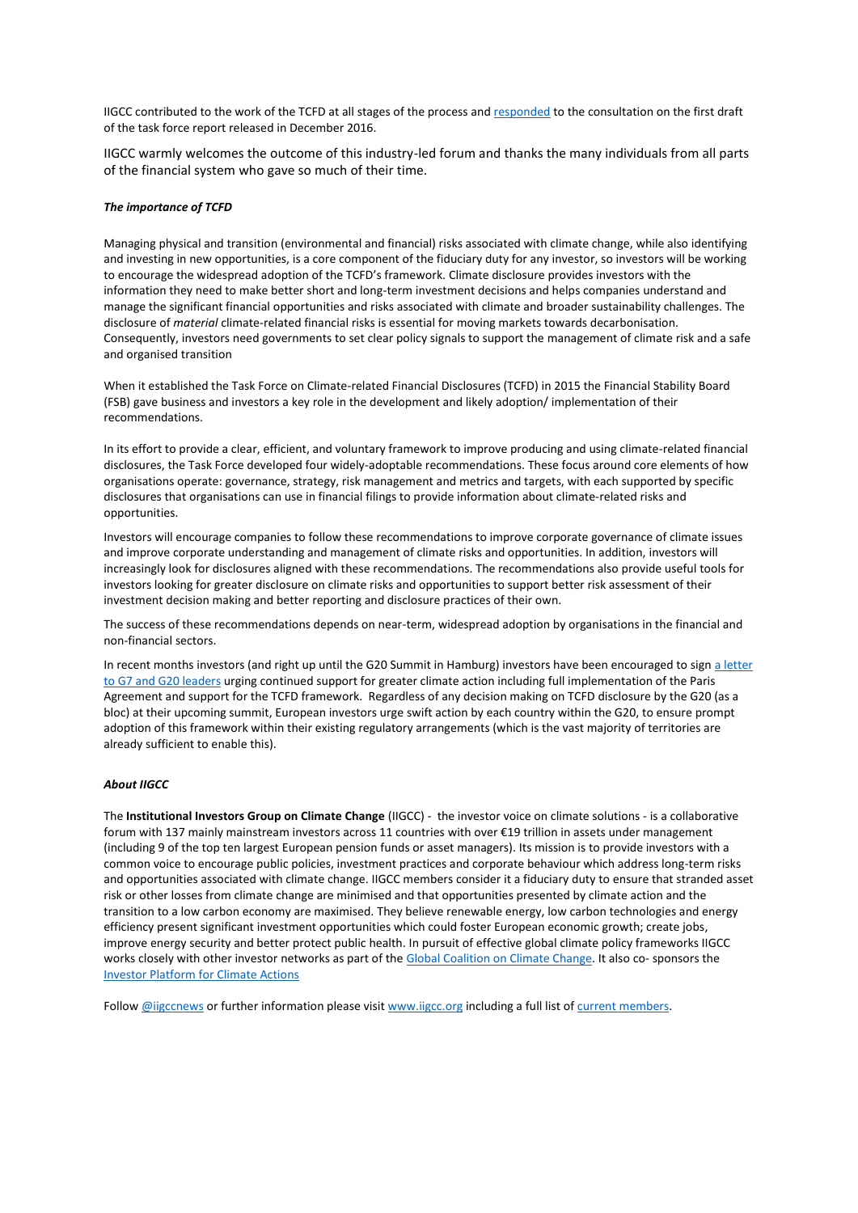IIGCC contributed to the work of the TCFD at all stages of the process and responded to the consultation on the first draft of the task force report released in December 2016.

IIGCC warmly welcomes the outcome of this industry-led forum and thanks the many individuals from all parts of the financial system who gave so much of their time.

***The importance of TCFD***

Managing physical and transition (environmental and financial) risks associated with climate change, while also identifying and investing in new opportunities, is a core component of the fiduciary duty for any investor, so investors will be working to encourage the widespread adoption of the TCFD's framework. Climate disclosure provides investors with the information they need to make better short and long-term investment decisions and helps companies understand and manage the significant financial opportunities and risks associated with climate and broader sustainability challenges. The disclosure of *material* climate-related financial risks is essential for moving markets towards decarbonisation. Consequently, investors need governments to set clear policy signals to support the management of climate risk and a safe and organised transition

When it established the Task Force on Climate-related Financial Disclosures (TCFD) in 2015 the Financial Stability Board (FSB) gave business and investors a key role in the development and likely adoption/ implementation of their recommendations.

In its effort to provide a clear, efficient, and voluntary framework to improve producing and using climate-related financial disclosures, the Task Force developed four widely-adoptable recommendations. These focus around core elements of how organisations operate: governance, strategy, risk management and metrics and targets, with each supported by specific disclosures that organisations can use in financial filings to provide information about climate-related risks and opportunities.

Investors will encourage companies to follow these recommendations to improve corporate governance of climate issues and improve corporate understanding and management of climate risks and opportunities. In addition, investors will increasingly look for disclosures aligned with these recommendations. The recommendations also provide useful tools for investors looking for greater disclosure on climate risks and opportunities to support better risk assessment of their investment decision making and better reporting and disclosure practices of their own.

The success of these recommendations depends on near-term, widespread adoption by organisations in the financial and non-financial sectors.

In recent months investors (and right up until the G20 Summit in Hamburg) investors have been encouraged to sign a letter to G7 and G20 leaders urging continued support for greater climate action including full implementation of the Paris Agreement and support for the TCFD framework. Regardless of any decision making on TCFD disclosure by the G20 (as a bloc) at their upcoming summit, European investors urge swift action by each country within the G20, to ensure prompt adoption of this framework within their existing regulatory arrangements (which is the vast majority of territories are already sufficient to enable this).

***About IIGCC***

The **Institutional Investors Group on Climate Change** (IIGCC) - the investor voice on climate solutions - is a collaborative forum with 137 mainly mainstream investors across 11 countries with over €19 trillion in assets under management (including 9 of the top ten largest European pension funds or asset managers). Its mission is to provide investors with a common voice to encourage public policies, investment practices and corporate behaviour which address long-term risks and opportunities associated with climate change. IIGCC members consider it a fiduciary duty to ensure that stranded asset risk or other losses from climate change are minimised and that opportunities presented by climate action and the transition to a low carbon economy are maximised. They believe renewable energy, low carbon technologies and energy efficiency present significant investment opportunities which could foster European economic growth; create jobs, improve energy security and better protect public health. In pursuit of effective global climate policy frameworks IIGCC works closely with other investor networks as part of the Global Coalition on Climate Change. It also co- sponsors the Investor Platform for Climate Actions

Follow @iigccnews or further information please visit www.iigcc.org including a full list of current members.